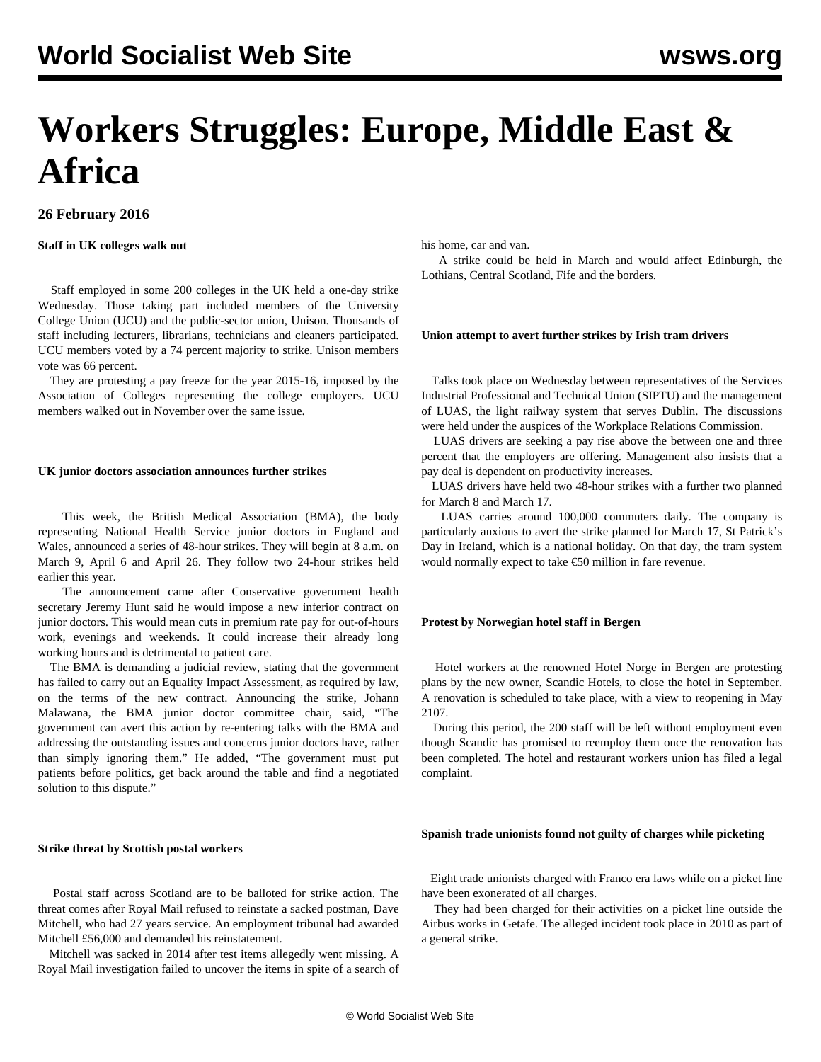# Workers Struggles: Europe, Middle East & Africa

**26 February 2016**

**Staff in UK colleges walk out**

Staff employed in some 200 colleges in the UK held a one-day strike Wednesday. Those taking part included members of the University College Union (UCU) and the public-sector union, Unison. Thousands of staff including lecturers, librarians, technicians and cleaners participated. UCU members voted by a 74 percent majority to strike. Unison members vote was 66 percent.

They are protesting a pay freeze for the year 2015-16, imposed by the Association of Colleges representing the college employers. UCU members walked out in November over the same issue.

**UK junior doctors association announces further strikes**

This week, the British Medical Association (BMA), the body representing National Health Service junior doctors in England and Wales, announced a series of 48-hour strikes. They will begin at 8 a.m. on March 9, April 6 and April 26. They follow two 24-hour strikes held earlier this year.

The announcement came after Conservative government health secretary Jeremy Hunt said he would impose a new inferior contract on junior doctors. This would mean cuts in premium rate pay for out-of-hours work, evenings and weekends. It could increase their already long working hours and is detrimental to patient care.

The BMA is demanding a judicial review, stating that the government has failed to carry out an Equality Impact Assessment, as required by law, on the terms of the new contract. Announcing the strike, Johann Malawana, the BMA junior doctor committee chair, said, "The government can avert this action by re-entering talks with the BMA and addressing the outstanding issues and concerns junior doctors have, rather than simply ignoring them." He added, "The government must put patients before politics, get back around the table and find a negotiated solution to this dispute."

**Strike threat by Scottish postal workers**

Postal staff across Scotland are to be balloted for strike action. The threat comes after Royal Mail refused to reinstate a sacked postman, Dave Mitchell, who had 27 years service. An employment tribunal had awarded Mitchell £56,000 and demanded his reinstatement.

Mitchell was sacked in 2014 after test items allegedly went missing. A Royal Mail investigation failed to uncover the items in spite of a search of his home, car and van.

A strike could be held in March and would affect Edinburgh, the Lothians, Central Scotland, Fife and the borders.

**Union attempt to avert further strikes by Irish tram drivers**

Talks took place on Wednesday between representatives of the Services Industrial Professional and Technical Union (SIPTU) and the management of LUAS, the light railway system that serves Dublin. The discussions were held under the auspices of the Workplace Relations Commission.

LUAS drivers are seeking a pay rise above the between one and three percent that the employers are offering. Management also insists that a pay deal is dependent on productivity increases.

LUAS drivers have held two 48-hour strikes with a further two planned for March 8 and March 17.

LUAS carries around 100,000 commuters daily. The company is particularly anxious to avert the strike planned for March 17, St Patrick's Day in Ireland, which is a national holiday. On that day, the tram system would normally expect to take €50 million in fare revenue.

**Protest by Norwegian hotel staff in Bergen**

Hotel workers at the renowned Hotel Norge in Bergen are protesting plans by the new owner, Scandic Hotels, to close the hotel in September. A renovation is scheduled to take place, with a view to reopening in May 2107.

During this period, the 200 staff will be left without employment even though Scandic has promised to reemploy them once the renovation has been completed. The hotel and restaurant workers union has filed a legal complaint.

**Spanish trade unionists found not guilty of charges while picketing**

Eight trade unionists charged with Franco era laws while on a picket line have been exonerated of all charges.

They had been charged for their activities on a picket line outside the Airbus works in Getafe. The alleged incident took place in 2010 as part of a general strike.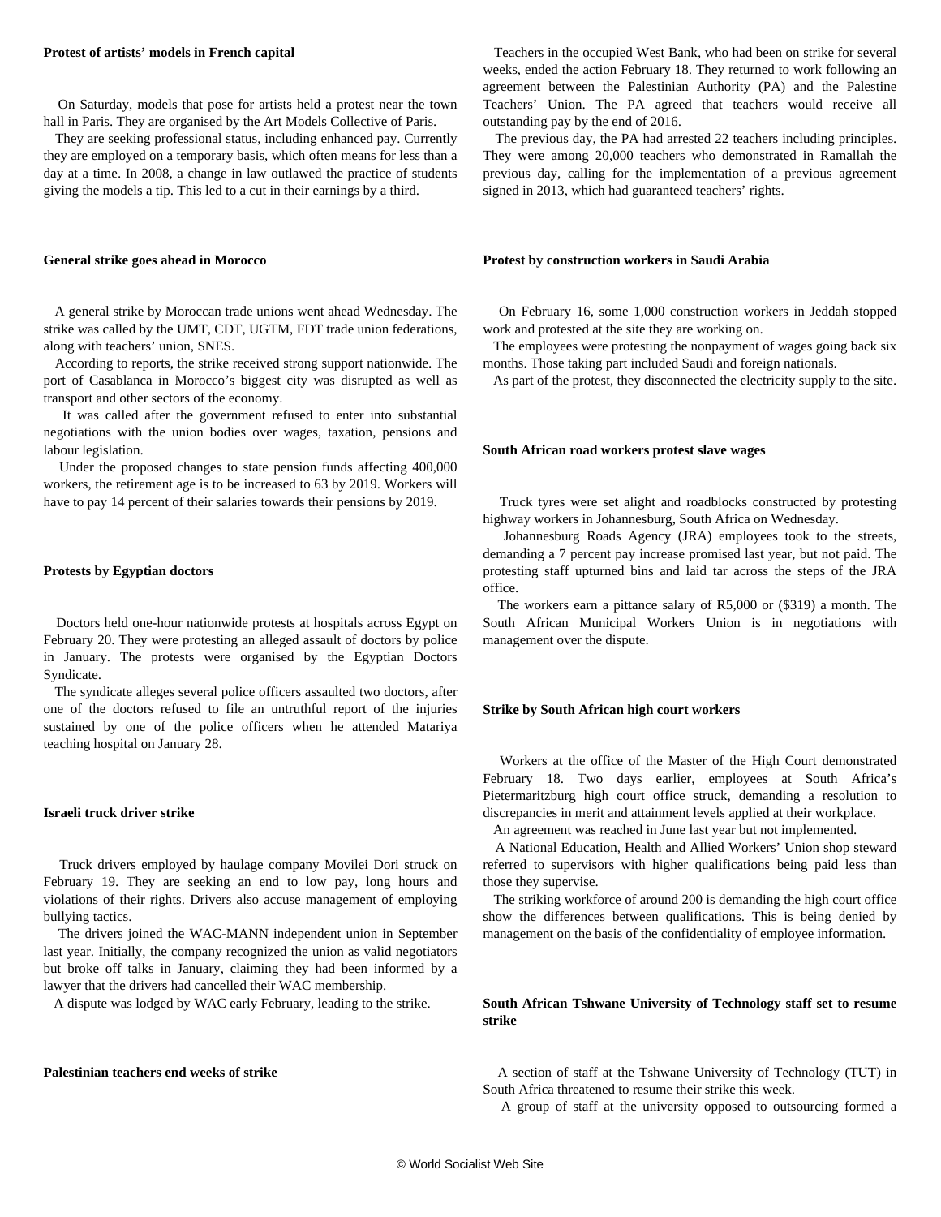**Protest of artists' models in French capital**

On Saturday, models that pose for artists held a protest near the town hall in Paris. They are organised by the Art Models Collective of Paris.

They are seeking professional status, including enhanced pay. Currently they are employed on a temporary basis, which often means for less than a day at a time. In 2008, a change in law outlawed the practice of students giving the models a tip. This led to a cut in their earnings by a third.

**General strike goes ahead in Morocco**

A general strike by Moroccan trade unions went ahead Wednesday. The strike was called by the UMT, CDT, UGTM, FDT trade union federations, along with teachers' union, SNES.

According to reports, the strike received strong support nationwide. The port of Casablanca in Morocco's biggest city was disrupted as well as transport and other sectors of the economy.

It was called after the government refused to enter into substantial negotiations with the union bodies over wages, taxation, pensions and labour legislation.

Under the proposed changes to state pension funds affecting 400,000 workers, the retirement age is to be increased to 63 by 2019. Workers will have to pay 14 percent of their salaries towards their pensions by 2019.

**Protests by Egyptian doctors**

Doctors held one-hour nationwide protests at hospitals across Egypt on February 20. They were protesting an alleged assault of doctors by police in January. The protests were organised by the Egyptian Doctors Syndicate.

The syndicate alleges several police officers assaulted two doctors, after one of the doctors refused to file an untruthful report of the injuries sustained by one of the police officers when he attended Matariya teaching hospital on January 28.

**Israeli truck driver strike**

Truck drivers employed by haulage company Movilei Dori struck on February 19. They are seeking an end to low pay, long hours and violations of their rights. Drivers also accuse management of employing bullying tactics.

The drivers joined the WAC-MANN independent union in September last year. Initially, the company recognized the union as valid negotiators but broke off talks in January, claiming they had been informed by a lawyer that the drivers had cancelled their WAC membership.

A dispute was lodged by WAC early February, leading to the strike.

**Palestinian teachers end weeks of strike**

Teachers in the occupied West Bank, who had been on strike for several weeks, ended the action February 18. They returned to work following an agreement between the Palestinian Authority (PA) and the Palestine Teachers' Union. The PA agreed that teachers would receive all outstanding pay by the end of 2016.

The previous day, the PA had arrested 22 teachers including principles. They were among 20,000 teachers who demonstrated in Ramallah the previous day, calling for the implementation of a previous agreement signed in 2013, which had guaranteed teachers' rights.

**Protest by construction workers in Saudi Arabia**

On February 16, some 1,000 construction workers in Jeddah stopped work and protested at the site they are working on.

The employees were protesting the nonpayment of wages going back six months. Those taking part included Saudi and foreign nationals.

As part of the protest, they disconnected the electricity supply to the site.

**South African road workers protest slave wages**

Truck tyres were set alight and roadblocks constructed by protesting highway workers in Johannesburg, South Africa on Wednesday.

Johannesburg Roads Agency (JRA) employees took to the streets, demanding a 7 percent pay increase promised last year, but not paid. The protesting staff upturned bins and laid tar across the steps of the JRA office.

The workers earn a pittance salary of R5,000 or ($319) a month. The South African Municipal Workers Union is in negotiations with management over the dispute.

**Strike by South African high court workers**

Workers at the office of the Master of the High Court demonstrated February 18. Two days earlier, employees at South Africa's Pietermaritzburg high court office struck, demanding a resolution to discrepancies in merit and attainment levels applied at their workplace.

An agreement was reached in June last year but not implemented.

A National Education, Health and Allied Workers' Union shop steward referred to supervisors with higher qualifications being paid less than those they supervise.

The striking workforce of around 200 is demanding the high court office show the differences between qualifications. This is being denied by management on the basis of the confidentiality of employee information.

**South African Tshwane University of Technology staff set to resume strike**

A section of staff at the Tshwane University of Technology (TUT) in South Africa threatened to resume their strike this week.

A group of staff at the university opposed to outsourcing formed a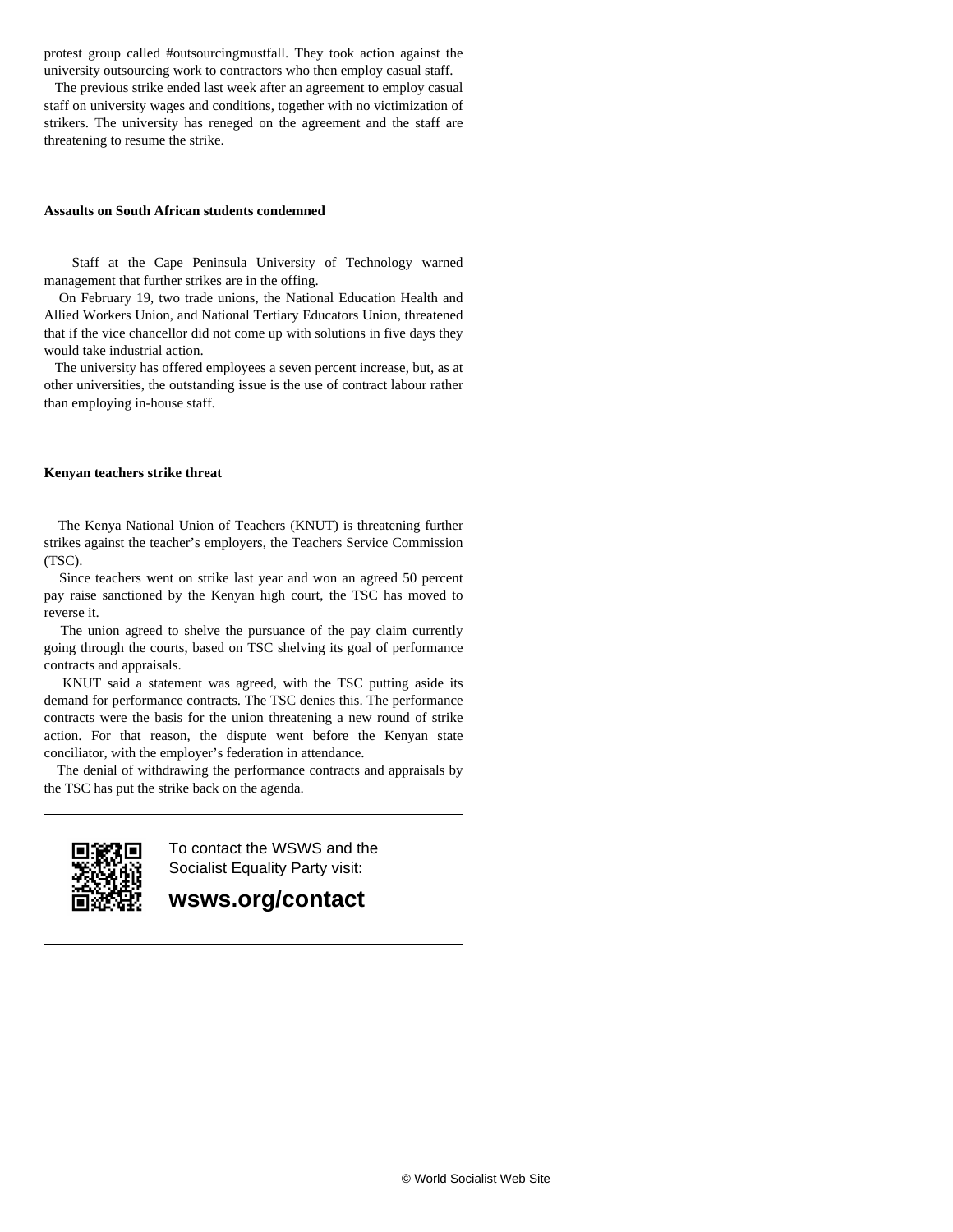protest group called #outsourcingmustfall. They took action against the university outsourcing work to contractors who then employ casual staff.

The previous strike ended last week after an agreement to employ casual staff on university wages and conditions, together with no victimization of strikers. The university has reneged on the agreement and the staff are threatening to resume the strike.

**Assaults on South African students condemned**

Staff at the Cape Peninsula University of Technology warned management that further strikes are in the offing.

On February 19, two trade unions, the National Education Health and Allied Workers Union, and National Tertiary Educators Union, threatened that if the vice chancellor did not come up with solutions in five days they would take industrial action.

The university has offered employees a seven percent increase, but, as at other universities, the outstanding issue is the use of contract labour rather than employing in-house staff.

**Kenyan teachers strike threat**

The Kenya National Union of Teachers (KNUT) is threatening further strikes against the teacher's employers, the Teachers Service Commission (TSC).

Since teachers went on strike last year and won an agreed 50 percent pay raise sanctioned by the Kenyan high court, the TSC has moved to reverse it.

The union agreed to shelve the pursuance of the pay claim currently going through the courts, based on TSC shelving its goal of performance contracts and appraisals.

KNUT said a statement was agreed, with the TSC putting aside its demand for performance contracts. The TSC denies this. The performance contracts were the basis for the union threatening a new round of strike action. For that reason, the dispute went before the Kenyan state conciliator, with the employer's federation in attendance.

The denial of withdrawing the performance contracts and appraisals by the TSC has put the strike back on the agenda.

To contact the WSWS and the Socialist Equality Party visit:

**wsws.org/contact**